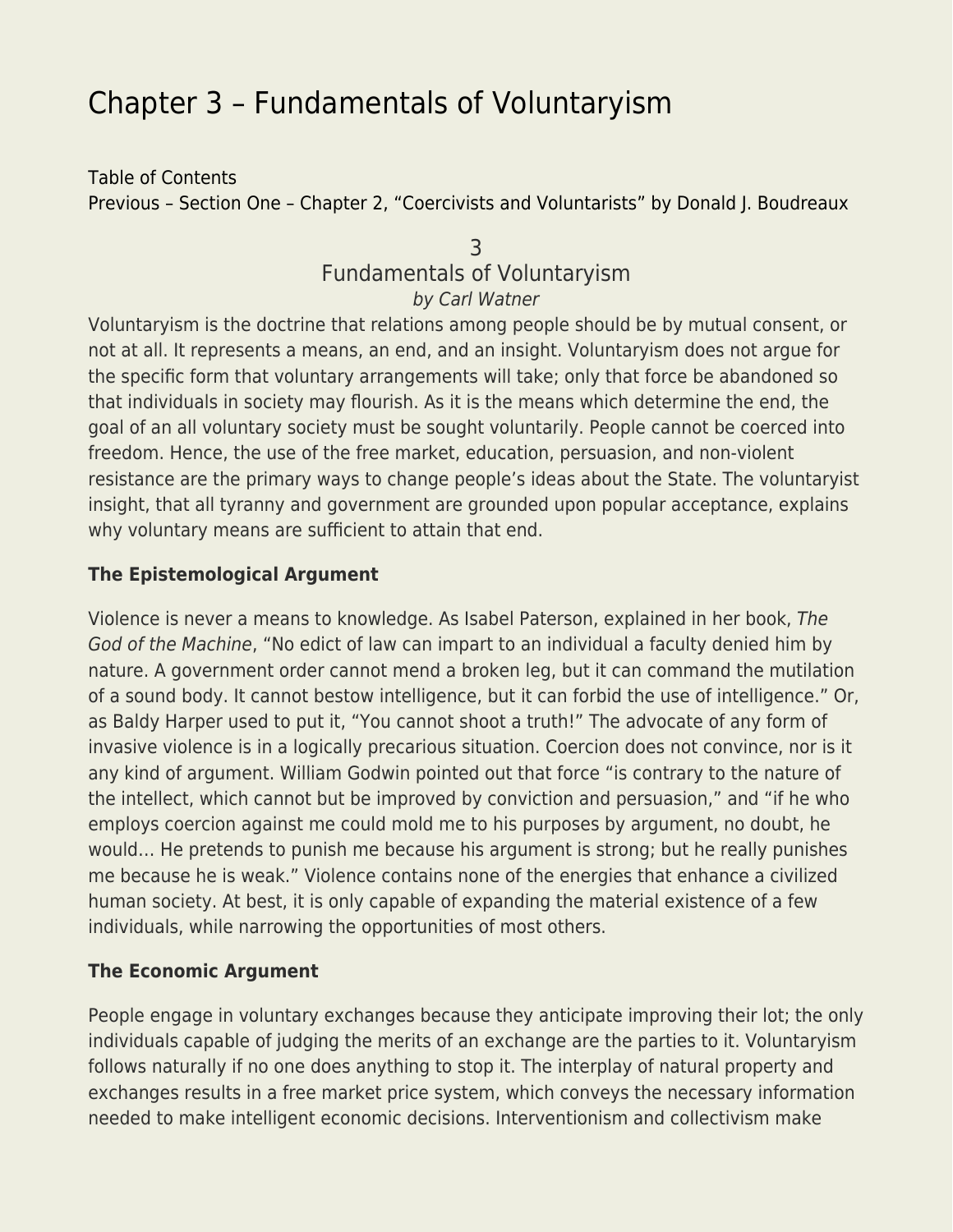# Chapter 3 – Fundamentals of Voluntaryism

Table of Contents
Previous – Section One – Chapter 2, "Coercivists and Voluntarists" by Donald J. Boudreaux

## 3
## Fundamentals of Voluntaryism
*by Carl Watner*

Voluntaryism is the doctrine that relations among people should be by mutual consent, or not at all. It represents a means, an end, and an insight. Voluntaryism does not argue for the specific form that voluntary arrangements will take; only that force be abandoned so that individuals in society may flourish. As it is the means which determine the end, the goal of an all voluntary society must be sought voluntarily. People cannot be coerced into freedom. Hence, the use of the free market, education, persuasion, and non-violent resistance are the primary ways to change people's ideas about the State. The voluntaryist insight, that all tyranny and government are grounded upon popular acceptance, explains why voluntary means are sufficient to attain that end.

### The Epistemological Argument

Violence is never a means to knowledge. As Isabel Paterson, explained in her book, *The God of the Machine*, "No edict of law can impart to an individual a faculty denied him by nature. A government order cannot mend a broken leg, but it can command the mutilation of a sound body. It cannot bestow intelligence, but it can forbid the use of intelligence." Or, as Baldy Harper used to put it, "You cannot shoot a truth!" The advocate of any form of invasive violence is in a logically precarious situation. Coercion does not convince, nor is it any kind of argument. William Godwin pointed out that force "is contrary to the nature of the intellect, which cannot but be improved by conviction and persuasion," and "if he who employs coercion against me could mold me to his purposes by argument, no doubt, he would… He pretends to punish me because his argument is strong; but he really punishes me because he is weak." Violence contains none of the energies that enhance a civilized human society. At best, it is only capable of expanding the material existence of a few individuals, while narrowing the opportunities of most others.

### The Economic Argument

People engage in voluntary exchanges because they anticipate improving their lot; the only individuals capable of judging the merits of an exchange are the parties to it. Voluntaryism follows naturally if no one does anything to stop it. The interplay of natural property and exchanges results in a free market price system, which conveys the necessary information needed to make intelligent economic decisions. Interventionism and collectivism make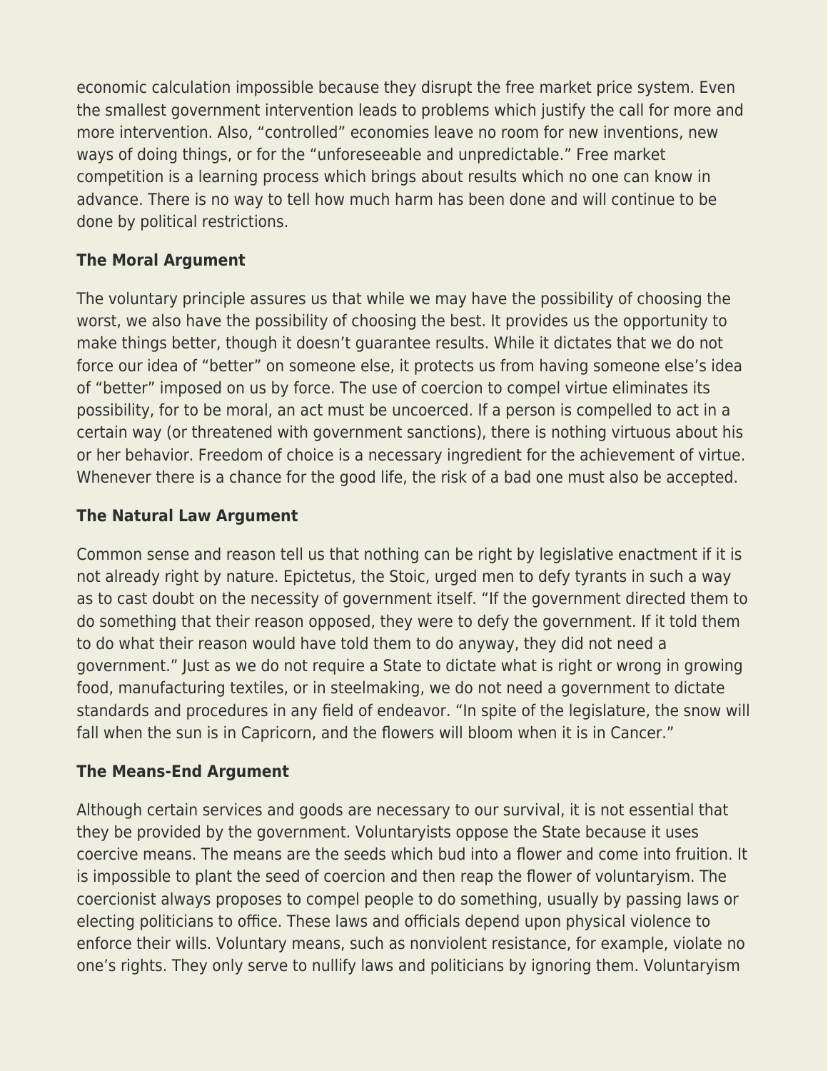economic calculation impossible because they disrupt the free market price system. Even the smallest government intervention leads to problems which justify the call for more and more intervention. Also, "controlled" economies leave no room for new inventions, new ways of doing things, or for the "unforeseeable and unpredictable." Free market competition is a learning process which brings about results which no one can know in advance. There is no way to tell how much harm has been done and will continue to be done by political restrictions.

**The Moral Argument**

The voluntary principle assures us that while we may have the possibility of choosing the worst, we also have the possibility of choosing the best. It provides us the opportunity to make things better, though it doesn't guarantee results. While it dictates that we do not force our idea of "better" on someone else, it protects us from having someone else's idea of "better" imposed on us by force. The use of coercion to compel virtue eliminates its possibility, for to be moral, an act must be uncoerced. If a person is compelled to act in a certain way (or threatened with government sanctions), there is nothing virtuous about his or her behavior. Freedom of choice is a necessary ingredient for the achievement of virtue. Whenever there is a chance for the good life, the risk of a bad one must also be accepted.

**The Natural Law Argument**

Common sense and reason tell us that nothing can be right by legislative enactment if it is not already right by nature. Epictetus, the Stoic, urged men to defy tyrants in such a way as to cast doubt on the necessity of government itself. "If the government directed them to do something that their reason opposed, they were to defy the government. If it told them to do what their reason would have told them to do anyway, they did not need a government." Just as we do not require a State to dictate what is right or wrong in growing food, manufacturing textiles, or in steelmaking, we do not need a government to dictate standards and procedures in any field of endeavor. "In spite of the legislature, the snow will fall when the sun is in Capricorn, and the flowers will bloom when it is in Cancer."

**The Means-End Argument**

Although certain services and goods are necessary to our survival, it is not essential that they be provided by the government. Voluntaryists oppose the State because it uses coercive means. The means are the seeds which bud into a flower and come into fruition. It is impossible to plant the seed of coercion and then reap the flower of voluntaryism. The coercionist always proposes to compel people to do something, usually by passing laws or electing politicians to office. These laws and officials depend upon physical violence to enforce their wills. Voluntary means, such as nonviolent resistance, for example, violate no one's rights. They only serve to nullify laws and politicians by ignoring them. Voluntaryism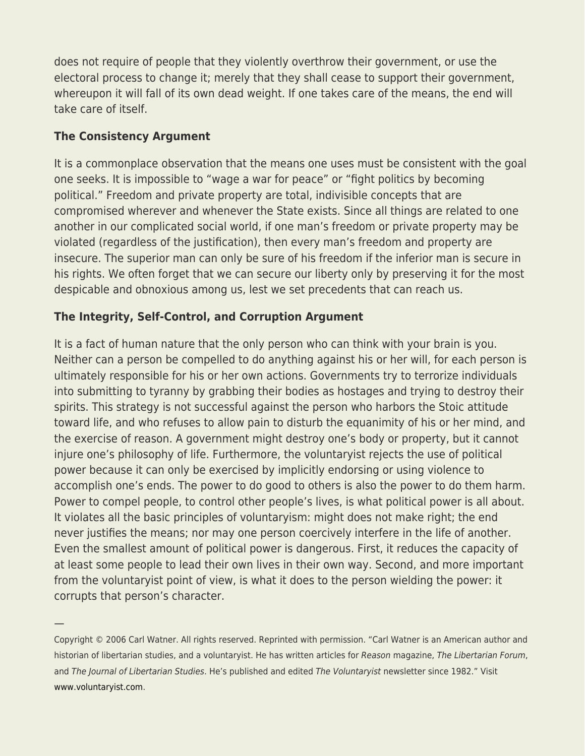does not require of people that they violently overthrow their government, or use the electoral process to change it; merely that they shall cease to support their government, whereupon it will fall of its own dead weight. If one takes care of the means, the end will take care of itself.

**The Consistency Argument**

It is a commonplace observation that the means one uses must be consistent with the goal one seeks. It is impossible to "wage a war for peace" or "fight politics by becoming political." Freedom and private property are total, indivisible concepts that are compromised wherever and whenever the State exists. Since all things are related to one another in our complicated social world, if one man's freedom or private property may be violated (regardless of the justification), then every man's freedom and property are insecure. The superior man can only be sure of his freedom if the inferior man is secure in his rights. We often forget that we can secure our liberty only by preserving it for the most despicable and obnoxious among us, lest we set precedents that can reach us.

**The Integrity, Self-Control, and Corruption Argument**

It is a fact of human nature that the only person who can think with your brain is you. Neither can a person be compelled to do anything against his or her will, for each person is ultimately responsible for his or her own actions. Governments try to terrorize individuals into submitting to tyranny by grabbing their bodies as hostages and trying to destroy their spirits. This strategy is not successful against the person who harbors the Stoic attitude toward life, and who refuses to allow pain to disturb the equanimity of his or her mind, and the exercise of reason. A government might destroy one's body or property, but it cannot injure one's philosophy of life. Furthermore, the voluntaryist rejects the use of political power because it can only be exercised by implicitly endorsing or using violence to accomplish one's ends. The power to do good to others is also the power to do them harm. Power to compel people, to control other people's lives, is what political power is all about. It violates all the basic principles of voluntaryism: might does not make right; the end never justifies the means; nor may one person coercively interfere in the life of another. Even the smallest amount of political power is dangerous. First, it reduces the capacity of at least some people to lead their own lives in their own way. Second, and more important from the voluntaryist point of view, is what it does to the person wielding the power: it corrupts that person's character.

—

Copyright © 2006 Carl Watner. All rights reserved. Reprinted with permission. "Carl Watner is an American author and historian of libertarian studies, and a voluntaryist. He has written articles for *Reason* magazine, *The Libertarian Forum*, and *The Journal of Libertarian Studies*. He's published and edited *The Voluntaryist* newsletter since 1982." Visit www.voluntaryist.com.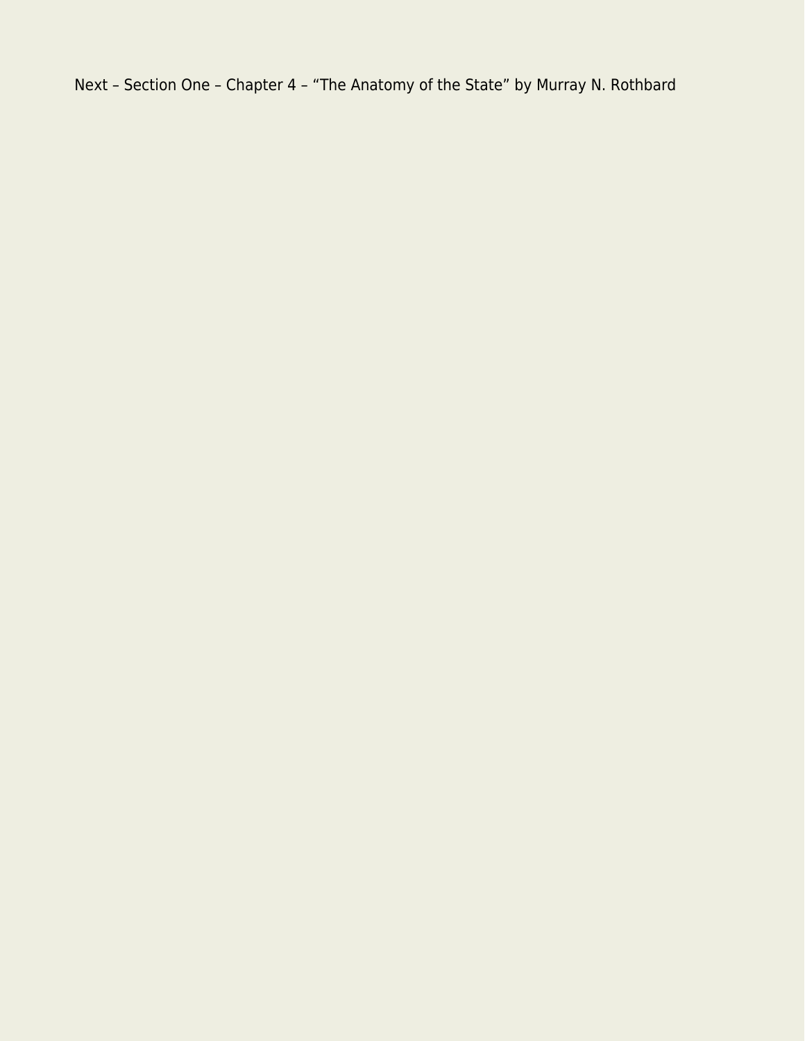Next – Section One – Chapter 4 – “The Anatomy of the State” by Murray N. Rothbard